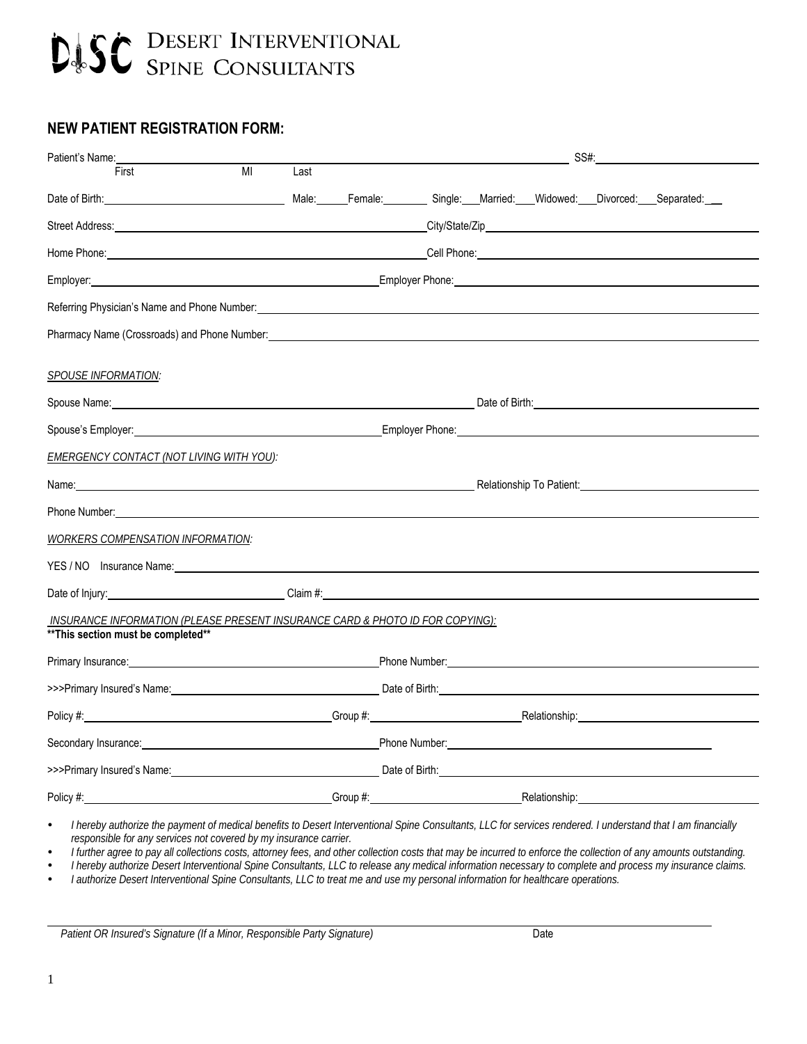# DISC DESERT INTERVENTIONAL SPINE CONSULTANTS

## NEW PATIENT REGISTRATION FORM:

Patient's Name: ______________________________ SS#: ______________
First MI Last

Date of Birth: ______________ Male:____ Female:____ Single:___ Married:___ Widowed:___ Divorced:___ Separated:___

Street Address: ______________________________ City/State/Zip ______________________________

Home Phone: ______________________________ Cell Phone: ______________________________

Employer: ______________________________ Employer Phone: ______________________________

Referring Physician's Name and Phone Number: ______________________________

Pharmacy Name (Crossroads) and Phone Number: ______________________________

*SPOUSE INFORMATION:*

Spouse Name: ______________________________ Date of Birth: ______________________________

Spouse's Employer: ______________________________ Employer Phone: ______________________________

*EMERGENCY CONTACT (NOT LIVING WITH YOU):*

Name: ______________________________ Relationship To Patient: ______________________________

Phone Number: ______________________________

*WORKERS COMPENSATION INFORMATION:*

YES / NO Insurance Name: ______________________________

Date of Injury: ______________ Claim #: ______________________________

*INSURANCE INFORMATION (PLEASE PRESENT INSURANCE CARD & PHOTO ID FOR COPYING):*
**\*\*This section must be completed\*\***

Primary Insurance: ______________________________ Phone Number: ______________________________

>>>Primary Insured's Name: ______________________________ Date of Birth: ______________________________

Policy #: ______________ Group #: ______________ Relationship: ______________

Secondary Insurance: ______________________________ Phone Number: ______________________________

>>>Primary Insured's Name: ______________________________ Date of Birth: ______________________________

Policy #: ______________ Group #: ______________ Relationship: ______________

- *I hereby authorize the payment of medical benefits to Desert Interventional Spine Consultants, LLC for services rendered. I understand that I am financially responsible for any services not covered by my insurance carrier.*
- *I further agree to pay all collections costs, attorney fees, and other collection costs that may be incurred to enforce the collection of any amounts outstanding.*
- *I hereby authorize Desert Interventional Spine Consultants, LLC to release any medical information necessary to complete and process my insurance claims.*
- *I authorize Desert Interventional Spine Consultants, LLC to treat me and use my personal information for healthcare operations.*

______________________________________________________________

*Patient OR Insured's Signature (If a Minor, Responsible Party Signature)* Date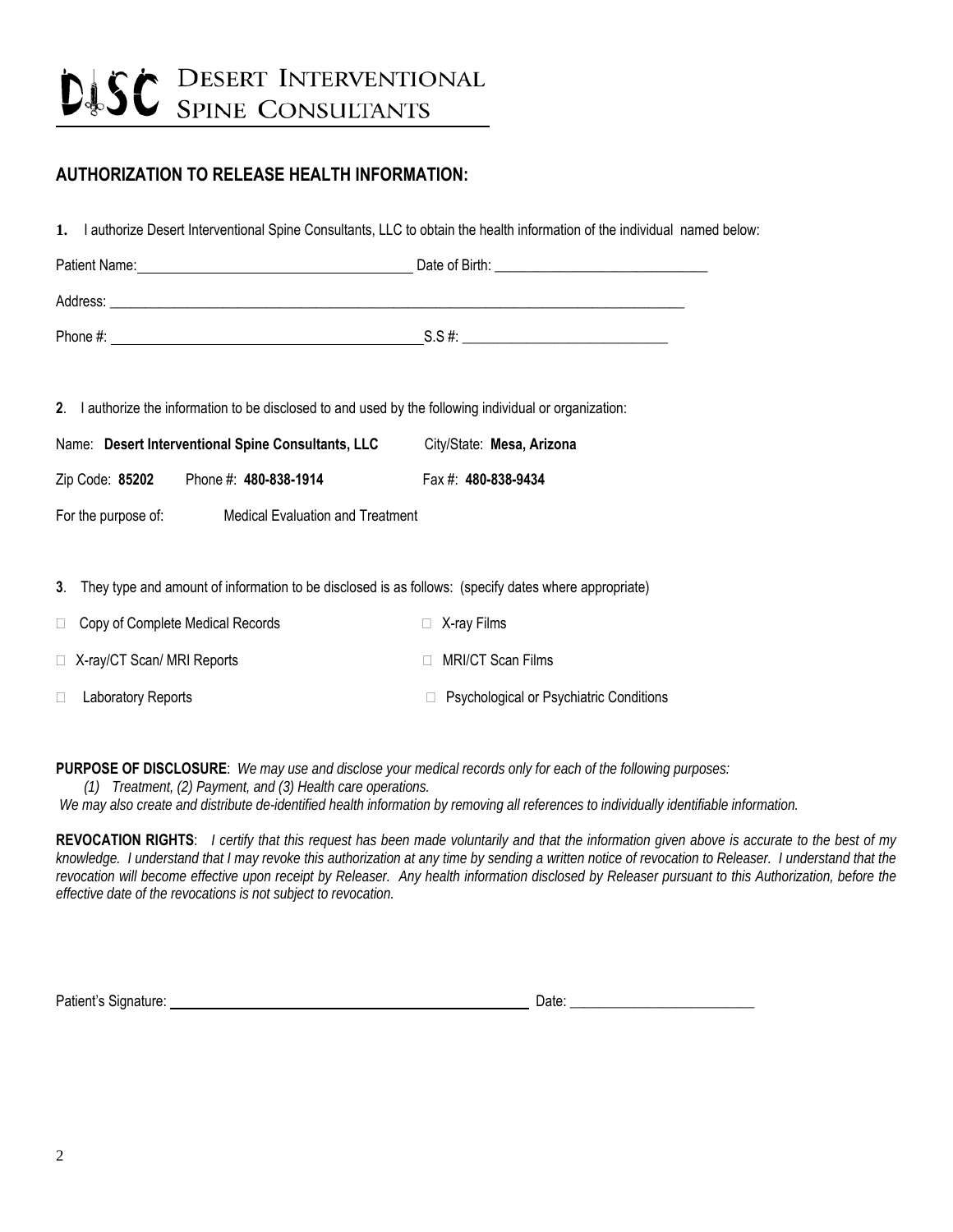# DISC Desert Interventional Spine Consultants

## AUTHORIZATION TO RELEASE HEALTH INFORMATION:

**1.** I authorize Desert Interventional Spine Consultants, LLC to obtain the health information of the individual named below:

Patient Name: ______________________________ Date of Birth: ______________________________

Address: ______________________________________________________________________________

Phone #: ______________________________ S.S #: ______________________________

**2**. I authorize the information to be disclosed to and used by the following individual or organization:

Name: **Desert Interventional Spine Consultants, LLC** City/State: **Mesa, Arizona**

Zip Code: **85202** Phone #: **480-838-1914** Fax #: **480-838-9434**

For the purpose of: Medical Evaluation and Treatment

**3**. They type and amount of information to be disclosed is as follows: (specify dates where appropriate)

- ☐ Copy of Complete Medical Records
- ☐ X-ray Films
- ☐ X-ray/CT Scan/ MRI Reports
- ☐ MRI/CT Scan Films
- ☐ Laboratory Reports
- ☐ Psychological or Psychiatric Conditions

**PURPOSE OF DISCLOSURE**: *We may use and disclose your medical records only for each of the following purposes:*

*(1) Treatment, (2) Payment, and (3) Health care operations.*

*We may also create and distribute de-identified health information by removing all references to individually identifiable information.*

**REVOCATION RIGHTS**: *I certify that this request has been made voluntarily and that the information given above is accurate to the best of my knowledge. I understand that I may revoke this authorization at any time by sending a written notice of revocation to Releaser. I understand that the revocation will become effective upon receipt by Releaser. Any health information disclosed by Releaser pursuant to this Authorization, before the effective date of the revocations is not subject to revocation.*

Patient's Signature: ______________________________ Date: ______________________________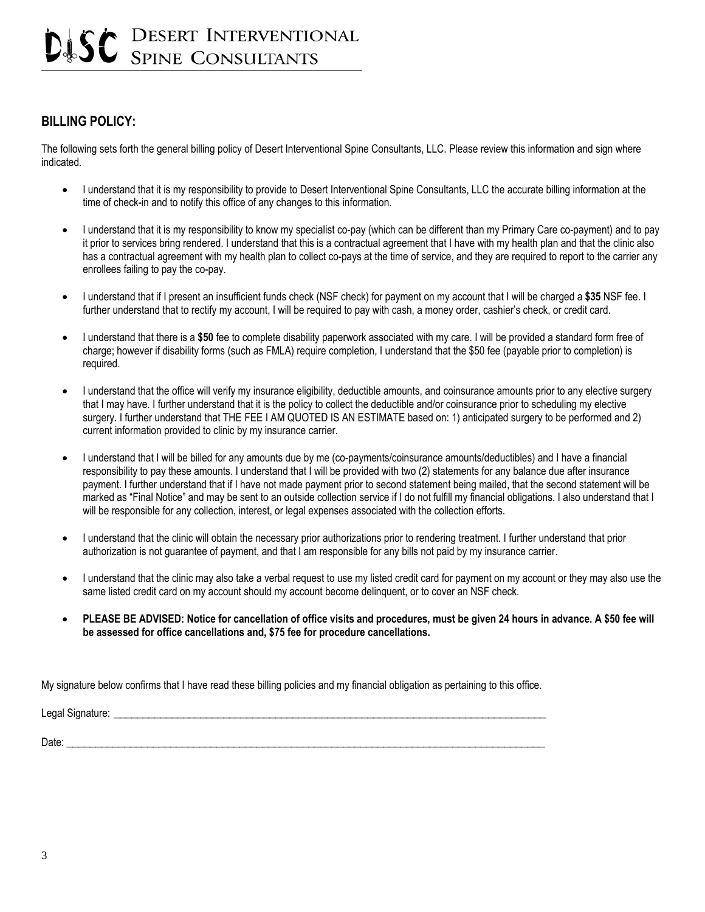# DISC Desert Interventional Spine Consultants

## BILLING POLICY:

The following sets forth the general billing policy of Desert Interventional Spine Consultants, LLC. Please review this information and sign where indicated.

- I understand that it is my responsibility to provide to Desert Interventional Spine Consultants, LLC the accurate billing information at the time of check-in and to notify this office of any changes to this information.
- I understand that it is my responsibility to know my specialist co-pay (which can be different than my Primary Care co-payment) and to pay it prior to services bring rendered. I understand that this is a contractual agreement that I have with my health plan and that the clinic also has a contractual agreement with my health plan to collect co-pays at the time of service, and they are required to report to the carrier any enrollees failing to pay the co-pay.
- I understand that if I present an insufficient funds check (NSF check) for payment on my account that I will be charged a **$35** NSF fee. I further understand that to rectify my account, I will be required to pay with cash, a money order, cashier's check, or credit card.
- I understand that there is a **$50** fee to complete disability paperwork associated with my care. I will be provided a standard form free of charge; however if disability forms (such as FMLA) require completion, I understand that the $50 fee (payable prior to completion) is required.
- I understand that the office will verify my insurance eligibility, deductible amounts, and coinsurance amounts prior to any elective surgery that I may have. I further understand that it is the policy to collect the deductible and/or coinsurance prior to scheduling my elective surgery. I further understand that THE FEE I AM QUOTED IS AN ESTIMATE based on: 1) anticipated surgery to be performed and 2) current information provided to clinic by my insurance carrier.
- I understand that I will be billed for any amounts due by me (co-payments/coinsurance amounts/deductibles) and I have a financial responsibility to pay these amounts. I understand that I will be provided with two (2) statements for any balance due after insurance payment. I further understand that if I have not made payment prior to second statement being mailed, that the second statement will be marked as "Final Notice" and may be sent to an outside collection service if I do not fulfill my financial obligations. I also understand that I will be responsible for any collection, interest, or legal expenses associated with the collection efforts.
- I understand that the clinic will obtain the necessary prior authorizations prior to rendering treatment. I further understand that prior authorization is not guarantee of payment, and that I am responsible for any bills not paid by my insurance carrier.
- I understand that the clinic may also take a verbal request to use my listed credit card for payment on my account or they may also use the same listed credit card on my account should my account become delinquent, or to cover an NSF check.
- **PLEASE BE ADVISED: Notice for cancellation of office visits and procedures, must be given 24 hours in advance. A $50 fee will be assessed for office cancellations and, $75 fee for procedure cancellations.**

My signature below confirms that I have read these billing policies and my financial obligation as pertaining to this office.

Legal Signature: ______________________________________________

Date: ______________________________________________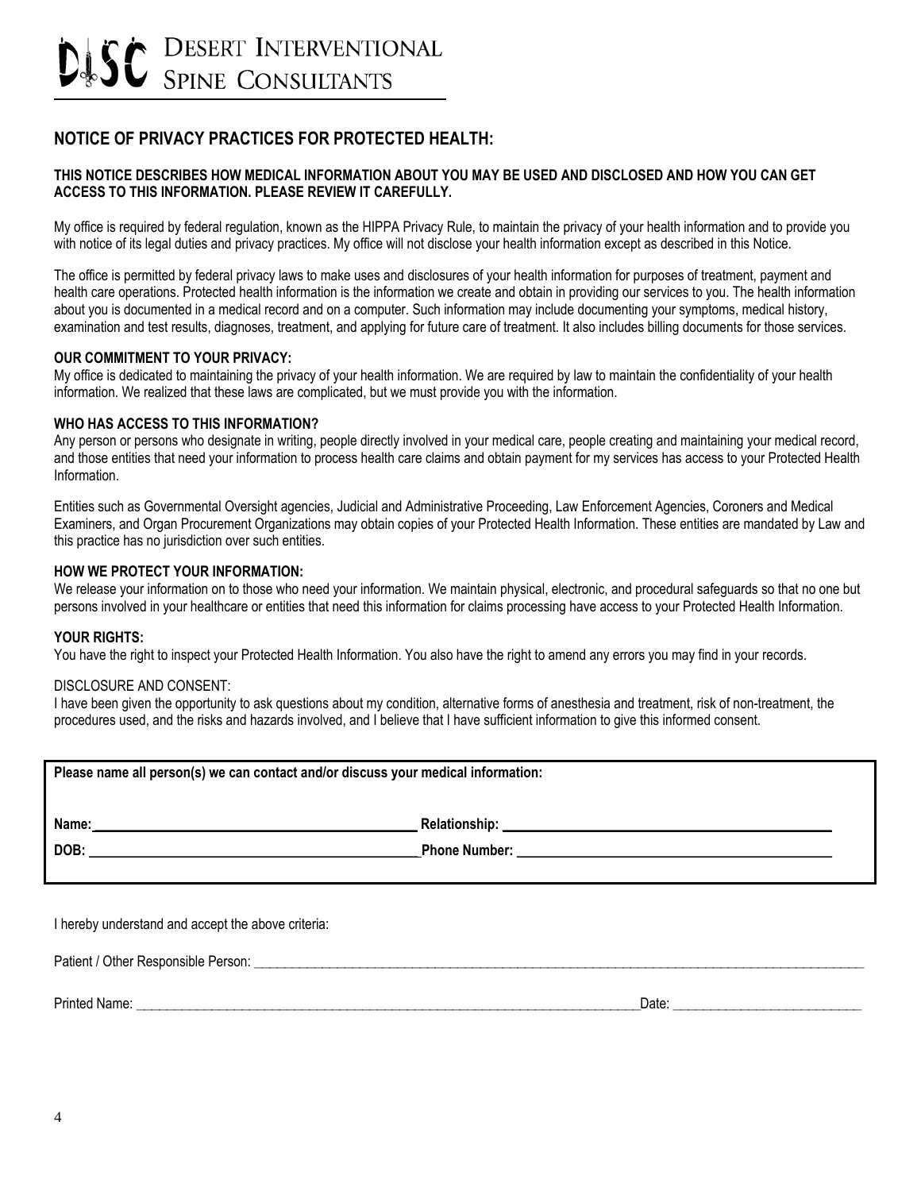# DISC Desert Interventional Spine Consultants

## NOTICE OF PRIVACY PRACTICES FOR PROTECTED HEALTH:

**THIS NOTICE DESCRIBES HOW MEDICAL INFORMATION ABOUT YOU MAY BE USED AND DISCLOSED AND HOW YOU CAN GET ACCESS TO THIS INFORMATION. PLEASE REVIEW IT CAREFULLY.**

My office is required by federal regulation, known as the HIPPA Privacy Rule, to maintain the privacy of your health information and to provide you with notice of its legal duties and privacy practices. My office will not disclose your health information except as described in this Notice.

The office is permitted by federal privacy laws to make uses and disclosures of your health information for purposes of treatment, payment and health care operations. Protected health information is the information we create and obtain in providing our services to you. The health information about you is documented in a medical record and on a computer. Such information may include documenting your symptoms, medical history, examination and test results, diagnoses, treatment, and applying for future care of treatment. It also includes billing documents for those services.

**OUR COMMITMENT TO YOUR PRIVACY:**
My office is dedicated to maintaining the privacy of your health information. We are required by law to maintain the confidentiality of your health information. We realized that these laws are complicated, but we must provide you with the information.

**WHO HAS ACCESS TO THIS INFORMATION?**
Any person or persons who designate in writing, people directly involved in your medical care, people creating and maintaining your medical record, and those entities that need your information to process health care claims and obtain payment for my services has access to your Protected Health Information.

Entities such as Governmental Oversight agencies, Judicial and Administrative Proceeding, Law Enforcement Agencies, Coroners and Medical Examiners, and Organ Procurement Organizations may obtain copies of your Protected Health Information. These entities are mandated by Law and this practice has no jurisdiction over such entities.

**HOW WE PROTECT YOUR INFORMATION:**
We release your information on to those who need your information. We maintain physical, electronic, and procedural safeguards so that no one but persons involved in your healthcare or entities that need this information for claims processing have access to your Protected Health Information.

**YOUR RIGHTS:**
You have the right to inspect your Protected Health Information. You also have the right to amend any errors you may find in your records.

DISCLOSURE AND CONSENT:
I have been given the opportunity to ask questions about my condition, alternative forms of anesthesia and treatment, risk of non-treatment, the procedures used, and the risks and hazards involved, and I believe that I have sufficient information to give this informed consent.

**Please name all person(s) we can contact and/or discuss your medical information:**

**Name:** ______________________ **Relationship:** ______________________

**DOB:** ______________________ **Phone Number:** ______________________

I hereby understand and accept the above criteria:

Patient / Other Responsible Person: ______________________

Printed Name: ______________________ Date: ______________________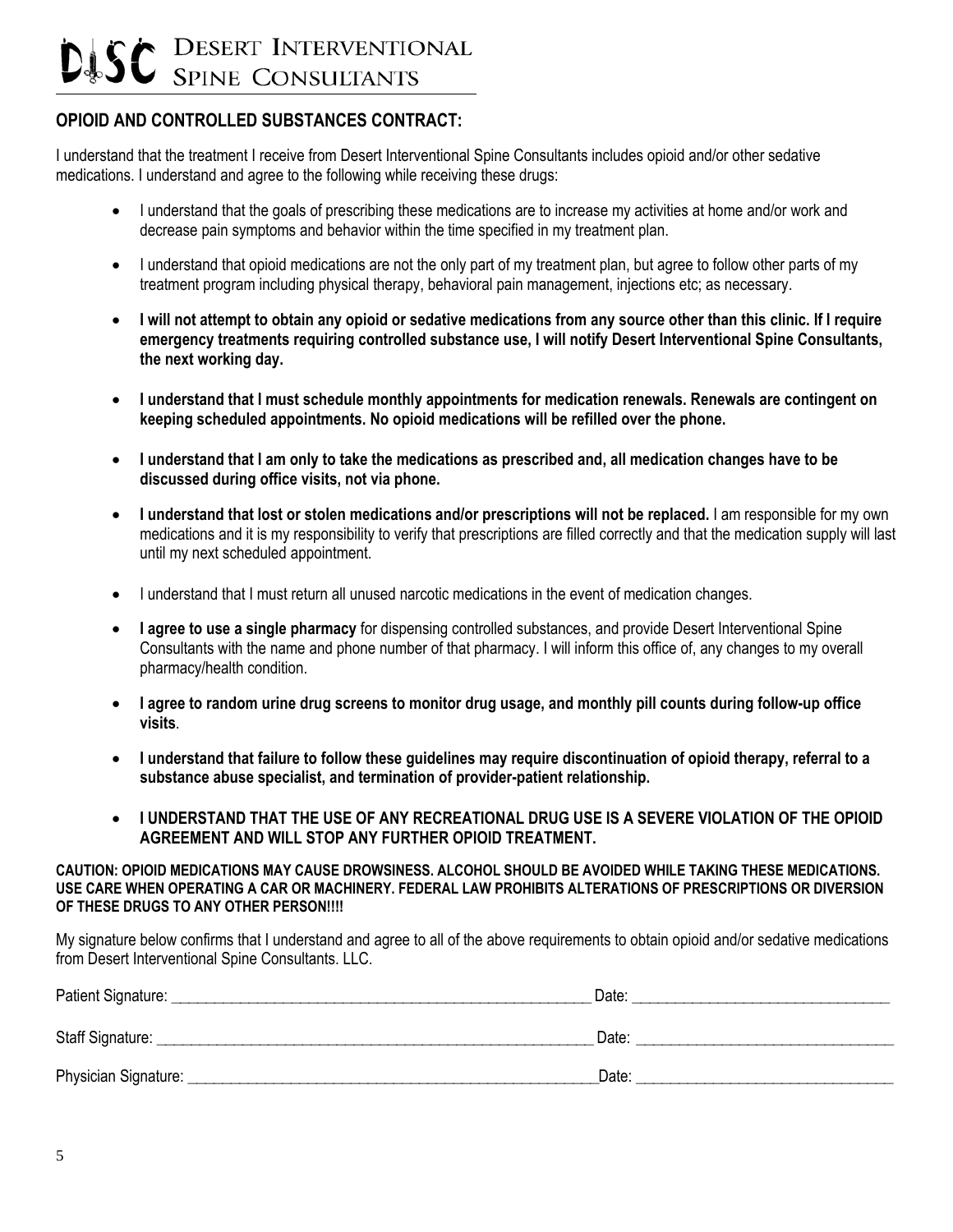# DISC Desert Interventional Spine Consultants

## OPIOID AND CONTROLLED SUBSTANCES CONTRACT:

I understand that the treatment I receive from Desert Interventional Spine Consultants includes opioid and/or other sedative medications. I understand and agree to the following while receiving these drugs:

- I understand that the goals of prescribing these medications are to increase my activities at home and/or work and decrease pain symptoms and behavior within the time specified in my treatment plan.
- I understand that opioid medications are not the only part of my treatment plan, but agree to follow other parts of my treatment program including physical therapy, behavioral pain management, injections etc; as necessary.
- **I will not attempt to obtain any opioid or sedative medications from any source other than this clinic. If I require emergency treatments requiring controlled substance use, I will notify Desert Interventional Spine Consultants, the next working day.**
- **I understand that I must schedule monthly appointments for medication renewals. Renewals are contingent on keeping scheduled appointments. No opioid medications will be refilled over the phone.**
- **I understand that I am only to take the medications as prescribed and, all medication changes have to be discussed during office visits, not via phone.**
- **I understand that lost or stolen medications and/or prescriptions will not be replaced.** I am responsible for my own medications and it is my responsibility to verify that prescriptions are filled correctly and that the medication supply will last until my next scheduled appointment.
- I understand that I must return all unused narcotic medications in the event of medication changes.
- **I agree to use a single pharmacy** for dispensing controlled substances, and provide Desert Interventional Spine Consultants with the name and phone number of that pharmacy. I will inform this office of, any changes to my overall pharmacy/health condition.
- **I agree to random urine drug screens to monitor drug usage, and monthly pill counts during follow-up office visits**.
- **I understand that failure to follow these guidelines may require discontinuation of opioid therapy, referral to a substance abuse specialist, and termination of provider-patient relationship.**
- **I UNDERSTAND THAT THE USE OF ANY RECREATIONAL DRUG USE IS A SEVERE VIOLATION OF THE OPIOID AGREEMENT AND WILL STOP ANY FURTHER OPIOID TREATMENT.**

**CAUTION: OPIOID MEDICATIONS MAY CAUSE DROWSINESS. ALCOHOL SHOULD BE AVOIDED WHILE TAKING THESE MEDICATIONS. USE CARE WHEN OPERATING A CAR OR MACHINERY. FEDERAL LAW PROHIBITS ALTERATIONS OF PRESCRIPTIONS OR DIVERSION OF THESE DRUGS TO ANY OTHER PERSON!!!!**

My signature below confirms that I understand and agree to all of the above requirements to obtain opioid and/or sedative medications from Desert Interventional Spine Consultants. LLC.

Patient Signature: ______________________________ Date: ______________________

Staff Signature: ______________________________ Date: ______________________

Physician Signature: ______________________________ Date: ______________________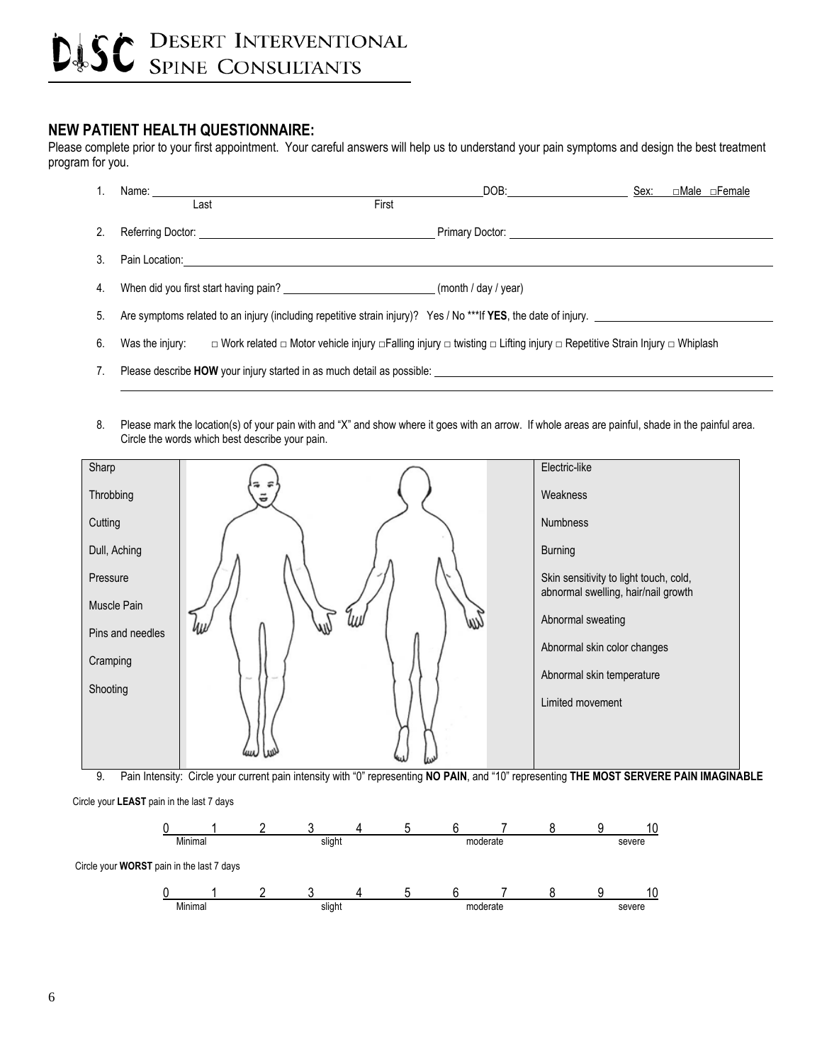# DISC Desert Interventional Spine Consultants

## NEW PATIENT HEALTH QUESTIONNAIRE:

Please complete prior to your first appointment. Your careful answers will help us to understand your pain symptoms and design the best treatment program for you.

1. Name: ______________________ ______________________ DOB: ______________ Sex: □Male □Female
   Last First
2. Referring Doctor: ______________________ Primary Doctor: ______________________
3. Pain Location: ______________________________________________
4. When did you first start having pain? ______________ (month / day / year)
5. Are symptoms related to an injury (including repetitive strain injury)? Yes / No ***If **YES**, the date of injury. ______________
6. Was the injury: □ Work related □ Motor vehicle injury □Falling injury □ twisting □ Lifting injury □ Repetitive Strain Injury □ Whiplash
7. Please describe **HOW** your injury started in as much detail as possible: ______________________________________________

8. Please mark the location(s) of your pain with and "X" and show where it goes with an arrow. If whole areas are painful, shade in the painful area. Circle the words which best describe your pain.

| | | |
|---|---|---|
| Sharp | | Electric-like |
| Throbbing | | Weakness |
| Cutting | | Numbness |
| Dull, Aching | | Burning |
| Pressure | | Skin sensitivity to light touch, cold, abnormal swelling, hair/nail growth |
| Muscle Pain | | Abnormal sweating |
| Pins and needles | | Abnormal skin color changes |
| Cramping | | Abnormal skin temperature |
| Shooting | | Limited movement |

9. Pain Intensity: Circle your current pain intensity with "0" representing **NO PAIN**, and "10" representing **THE MOST SERVERE PAIN IMAGINABLE**

Circle your **LEAST** pain in the last 7 days

0 1 2 3 4 5 6 7 8 9 10
Minimal slight moderate severe

Circle your **WORST** pain in the last 7 days

0 1 2 3 4 5 6 7 8 9 10
Minimal slight moderate severe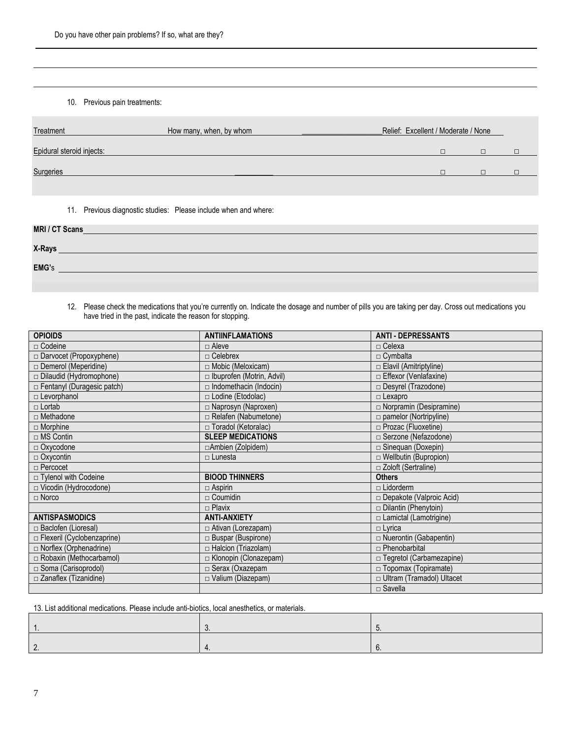Do you have other pain problems? If so, what are they?

10. Previous pain treatments:

| Treatment | How many, when, by whom | Relief: Excellent | Moderate | None |
|---|---|---|---|---|
| Epidural steroid injects: | | □ | □ | □ |
| Surgeries | | □ | □ | □ |

11. Previous diagnostic studies: Please include when and where:

**MRI / CT Scans**

**X-Rays**

**EMG**'s

12. Please check the medications that you're currently on. Indicate the dosage and number of pills you are taking per day. Cross out medications you have tried in the past, indicate the reason for stopping.

| **OPIOIDS** | **ANTIINFLAMATIONS** | **ANTI - DEPRESSANTS** |
|---|---|---|
| □ Codeine | □ Aleve | □ Celexa |
| □ Darvocet (Propoxyphene) | □ Celebrex | □ Cymbalta |
| □ Demerol (Meperidine) | □ Mobic (Meloxicam) | □ Elavil (Amitriptyline) |
| □ Dilaudid (Hydromophone) | □ Ibuprofen (Motrin, Advil) | □ Effexor (Venlafaxine) |
| □ Fentanyl (Duragesic patch) | □ Indomethacin (Indocin) | □ Desyrel (Trazodone) |
| □ Levorphanol | □ Lodine (Etodolac) | □ Lexapro |
| □ Lortab | □ Naprosyn (Naproxen) | □ Norpramin (Desipramine) |
| □ Methadone | □ Relafen (Nabumetone) | □ pamelor (Nortripyline) |
| □ Morphine | □ Toradol (Ketoralac) | □ Prozac (Fluoxetine) |
| □ MS Contin | **SLEEP MEDICATIONS** | □ Serzone (Nefazodone) |
| □ Oxycodone | □Ambien (Zolpidem) | □ Sinequan (Doxepin) |
| □ Oxycontin | □ Lunesta | □ Wellbutin (Bupropion) |
| □ Percocet | | □ Zoloft (Sertraline) |
| □ Tylenol with Codeine | **BIOOD THINNERS** | **Others** |
| □ Vicodin (Hydrocodone) | □ Aspirin | □ Lidorderm |
| □ Norco | □ Coumidin | □ Depakote (Valproic Acid) |
| | □ Plavix | □ Dilantin (Phenytoin) |
| **ANTISPASMODICS** | **ANTI-ANXIETY** | □ Lamictal (Lamotrigine) |
| □ Baclofen (Lioresal) | □ Ativan (Lorezapam) | □ Lyrica |
| □ Flexeril (Cyclobenzaprine) | □ Buspar (Buspirone) | □ Nuerontin (Gabapentin) |
| □ Norflex (Orphenadrine) | □ Halcion (Triazolam) | □ Phenobarbital |
| □ Robaxin (Methocarbamol) | □ Klonopin (Clonazepam) | □ Tegretol (Carbamezapine) |
| □ Soma (Carisoprodol) | □ Serax (Oxazepam | □ Topomax (Topiramate) |
| □ Zanaflex (Tizanidine) | □ Valium (Diazepam) | □ Ultram (Tramadol) Ultacet |
| | | □ Savella |

13. List additional medications. Please include anti-biotics, local anesthetics, or materials.

| | | |
|---|---|---|
| 1. | 3. | 5. |
| 2. | 4. | 6. |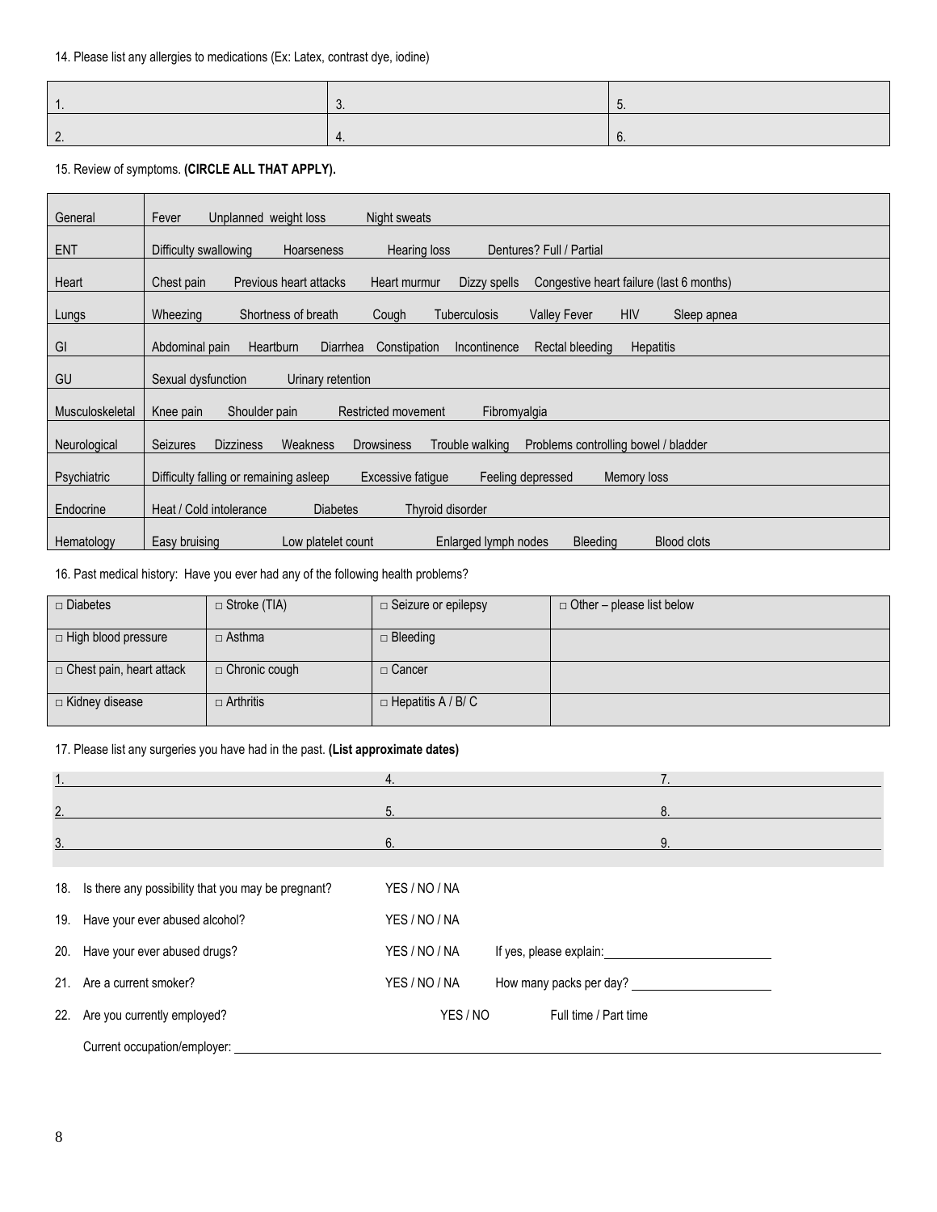14. Please list any allergies to medications (Ex: Latex, contrast dye, iodine)

| | | |
|---|---|---|
| 1. | 3. | 5. |
| 2. | 4. | 6. |

15. Review of symptoms. **(CIRCLE ALL THAT APPLY).**

| | |
|---|---|
| General | Fever   Unplanned weight loss   Night sweats |
| ENT | Difficulty swallowing   Hoarseness   Hearing loss   Dentures? Full / Partial |
| Heart | Chest pain   Previous heart attacks   Heart murmur   Dizzy spells   Congestive heart failure (last 6 months) |
| Lungs | Wheezing   Shortness of breath   Cough   Tuberculosis   Valley Fever   HIV   Sleep apnea |
| GI | Abdominal pain   Heartburn   Diarrhea   Constipation   Incontinence   Rectal bleeding   Hepatitis |
| GU | Sexual dysfunction   Urinary retention |
| Musculoskeletal | Knee pain   Shoulder pain   Restricted movement   Fibromyalgia |
| Neurological | Seizures   Dizziness   Weakness   Drowsiness   Trouble walking   Problems controlling bowel / bladder |
| Psychiatric | Difficulty falling or remaining asleep   Excessive fatigue   Feeling depressed   Memory loss |
| Endocrine | Heat / Cold intolerance   Diabetes   Thyroid disorder |
| Hematology | Easy bruising   Low platelet count   Enlarged lymph nodes   Bleeding   Blood clots |

16. Past medical history: Have you ever had any of the following health problems?

| | | | |
|---|---|---|---|
| □ Diabetes | □ Stroke (TIA) | □ Seizure or epilepsy | □ Other – please list below |
| □ High blood pressure | □ Asthma | □ Bleeding | |
| □ Chest pain, heart attack | □ Chronic cough | □ Cancer | |
| □ Kidney disease | □ Arthritis | □ Hepatitis A / B/ C | |

17. Please list any surgeries you have had in the past. **(List approximate dates)**

| | | |
|---|---|---|
| 1. | 4. | 7. |
| 2. | 5. | 8. |
| 3. | 6. | 9. |

18. Is there any possibility that you may be pregnant? YES / NO / NA

19. Have your ever abused alcohol? YES / NO / NA

20. Have your ever abused drugs? YES / NO / NA  If yes, please explain: ____________________

21. Are a current smoker? YES / NO / NA  How many packs per day? ____________________

22. Are you currently employed? YES / NO  Full time / Part time

Current occupation/employer: ________________________________________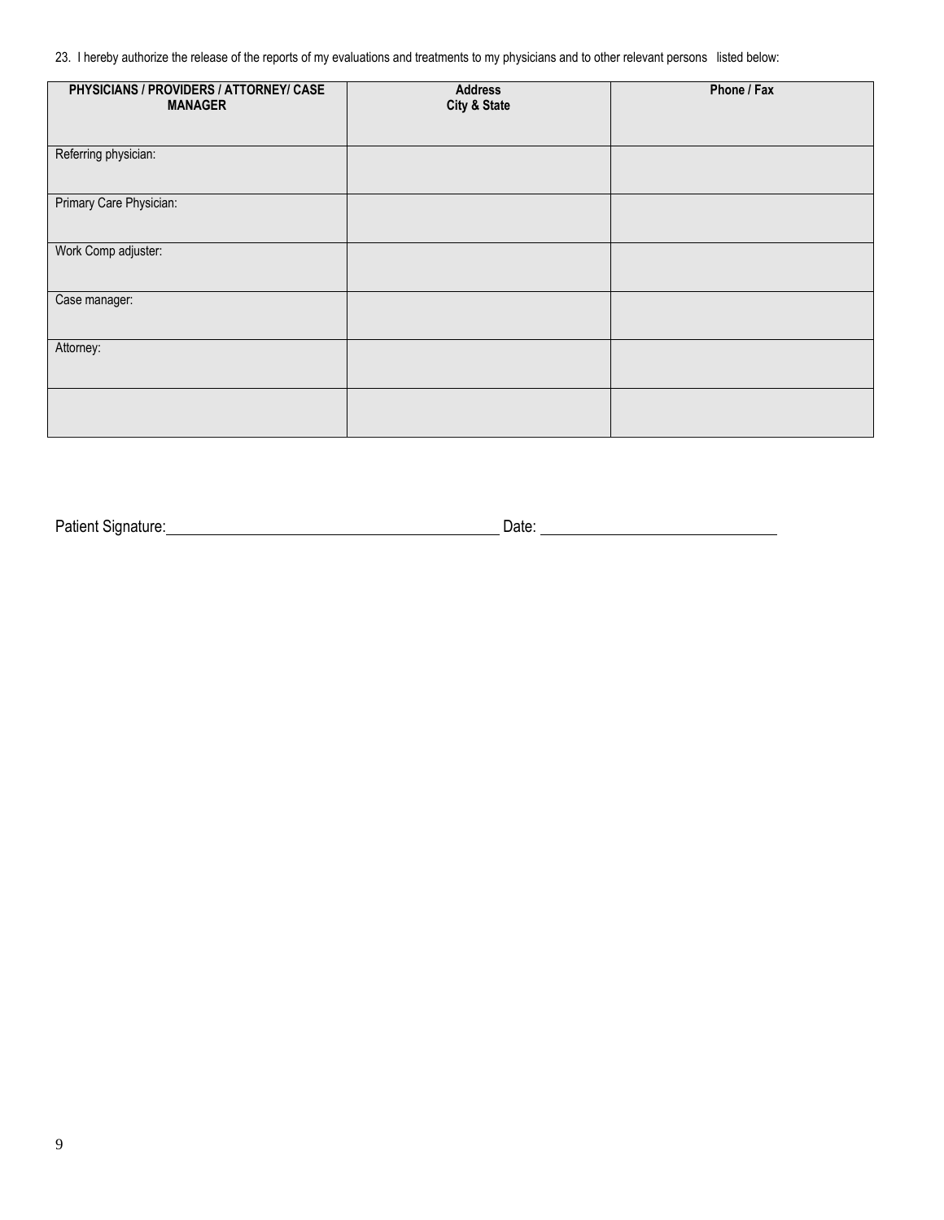23. I hereby authorize the release of the reports of my evaluations and treatments to my physicians and to other relevant persons listed below:

| PHYSICIANS / PROVIDERS / ATTORNEY/ CASE MANAGER | Address City & State | Phone / Fax |
|---|---|---|
| Referring physician: | | |
| Primary Care Physician: | | |
| Work Comp adjuster: | | |
| Case manager: | | |
| Attorney: | | |
| | | |

Patient Signature:_________________________________ Date: ______________________